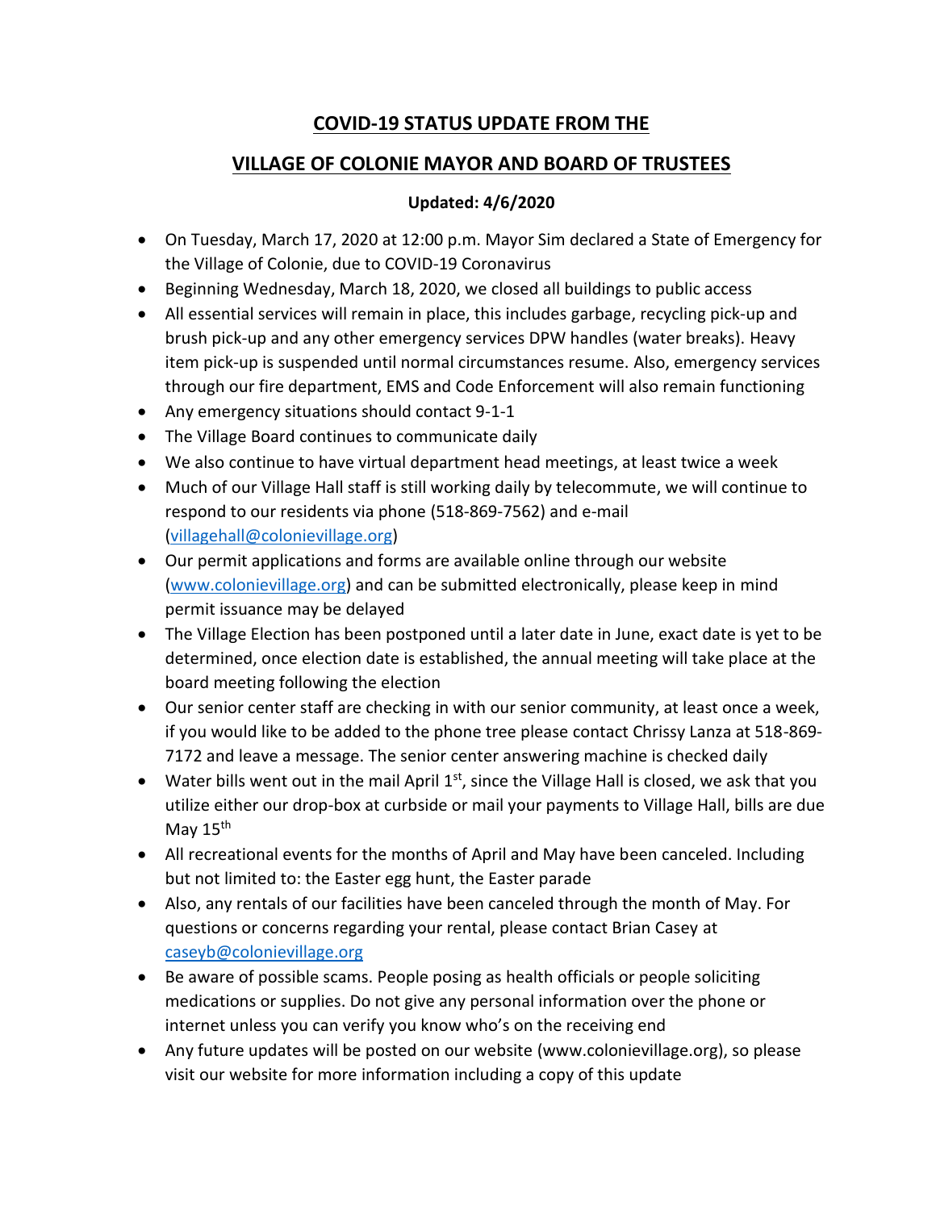# COVID-19 STATUS UPDATE FROM THE

# VILLAGE OF COLONIE MAYOR AND BOARD OF TRUSTEES

**Updated: 4/6/2020**

- On Tuesday, March 17, 2020 at 12:00 p.m. Mayor Sim declared a State of Emergency for the Village of Colonie, due to COVID-19 Coronavirus
- Beginning Wednesday, March 18, 2020, we closed all buildings to public access
- All essential services will remain in place, this includes garbage, recycling pick-up and brush pick-up and any other emergency services DPW handles (water breaks). Heavy item pick-up is suspended until normal circumstances resume. Also, emergency services through our fire department, EMS and Code Enforcement will also remain functioning
- Any emergency situations should contact 9-1-1
- The Village Board continues to communicate daily
- We also continue to have virtual department head meetings, at least twice a week
- Much of our Village Hall staff is still working daily by telecommute, we will continue to respond to our residents via phone (518-869-7562) and e-mail (villagehall@colonievillage.org)
- Our permit applications and forms are available online through our website (www.colonievillage.org) and can be submitted electronically, please keep in mind permit issuance may be delayed
- The Village Election has been postponed until a later date in June, exact date is yet to be determined, once election date is established, the annual meeting will take place at the board meeting following the election
- Our senior center staff are checking in with our senior community, at least once a week, if you would like to be added to the phone tree please contact Chrissy Lanza at 518-869-7172 and leave a message. The senior center answering machine is checked daily
- Water bills went out in the mail April 1st, since the Village Hall is closed, we ask that you utilize either our drop-box at curbside or mail your payments to Village Hall, bills are due May 15th
- All recreational events for the months of April and May have been canceled. Including but not limited to: the Easter egg hunt, the Easter parade
- Also, any rentals of our facilities have been canceled through the month of May. For questions or concerns regarding your rental, please contact Brian Casey at caseyb@colonievillage.org
- Be aware of possible scams. People posing as health officials or people soliciting medications or supplies. Do not give any personal information over the phone or internet unless you can verify you know who's on the receiving end
- Any future updates will be posted on our website (www.colonievillage.org), so please visit our website for more information including a copy of this update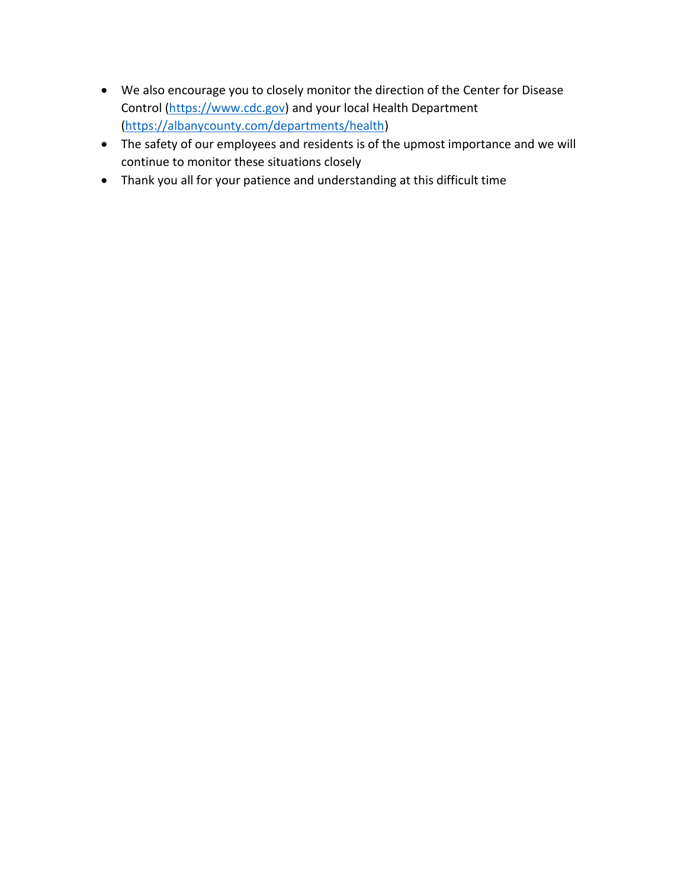- We also encourage you to closely monitor the direction of the Center for Disease Control (https://www.cdc.gov) and your local Health Department (https://albanycounty.com/departments/health)
- The safety of our employees and residents is of the upmost importance and we will continue to monitor these situations closely
- Thank you all for your patience and understanding at this difficult time